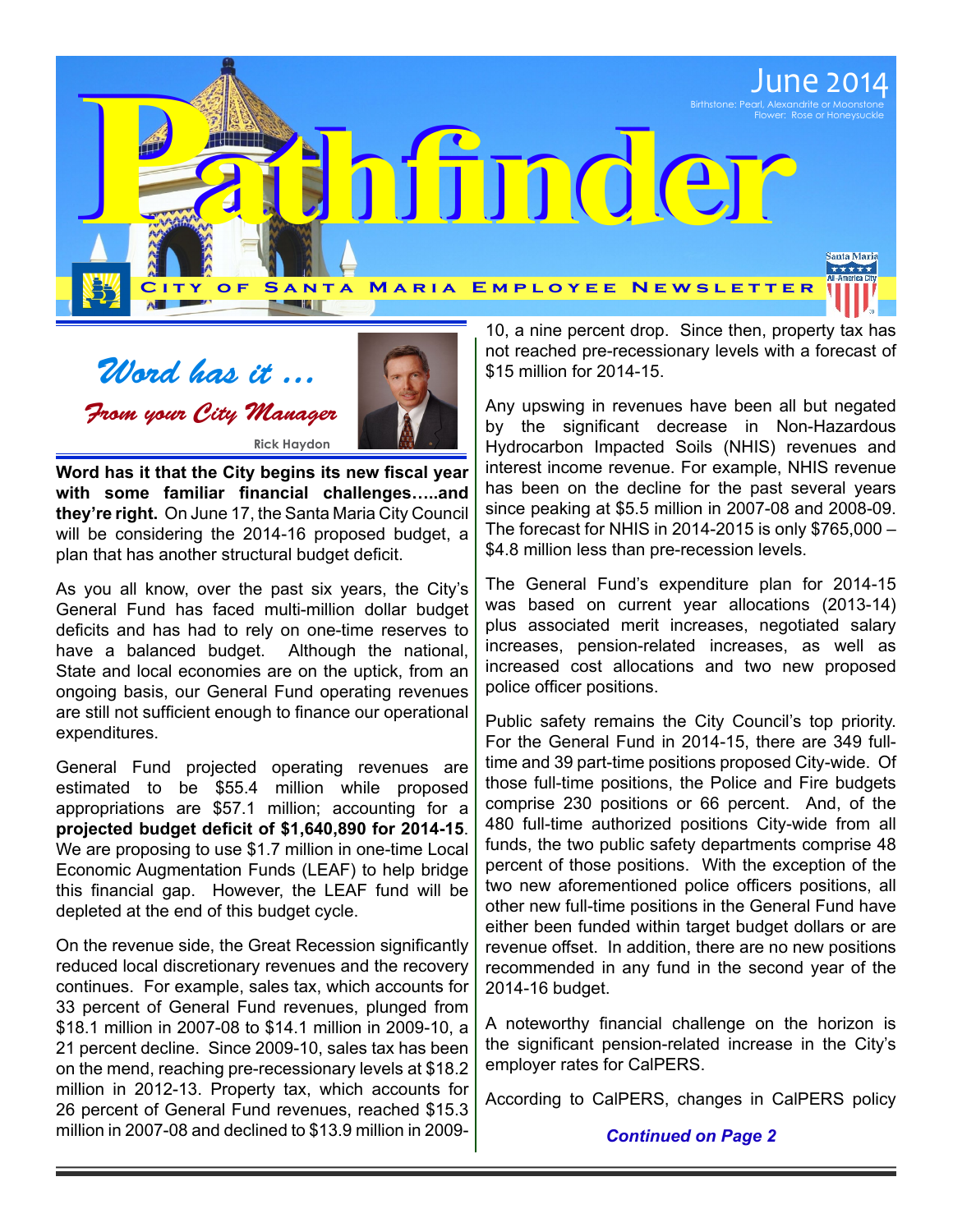# Pathfinder

June 2014

Birthstone: Pearl, Alexandrite or Moonstone
Flower: Rose or Honeysuckle

City of Santa Maria Employee Newsletter

## *Word has it …*

### *From your City Manager*

Rick Haydon

**Word has it that the City begins its new fiscal year with some familiar financial challenges…..and they're right.** On June 17, the Santa Maria City Council will be considering the 2014-16 proposed budget, a plan that has another structural budget deficit.

As you all know, over the past six years, the City's General Fund has faced multi-million dollar budget deficits and has had to rely on one-time reserves to have a balanced budget. Although the national, State and local economies are on the uptick, from an ongoing basis, our General Fund operating revenues are still not sufficient enough to finance our operational expenditures.

General Fund projected operating revenues are estimated to be $55.4 million while proposed appropriations are $57.1 million; accounting for a **projected budget deficit of $1,640,890 for 2014-15**. We are proposing to use $1.7 million in one-time Local Economic Augmentation Funds (LEAF) to help bridge this financial gap. However, the LEAF fund will be depleted at the end of this budget cycle.

On the revenue side, the Great Recession significantly reduced local discretionary revenues and the recovery continues. For example, sales tax, which accounts for 33 percent of General Fund revenues, plunged from $18.1 million in 2007-08 to $14.1 million in 2009-10, a 21 percent decline. Since 2009-10, sales tax has been on the mend, reaching pre-recessionary levels at $18.2 million in 2012-13. Property tax, which accounts for 26 percent of General Fund revenues, reached $15.3 million in 2007-08 and declined to $13.9 million in 2009-10, a nine percent drop. Since then, property tax has not reached pre-recessionary levels with a forecast of $15 million for 2014-15.

Any upswing in revenues have been all but negated by the significant decrease in Non-Hazardous Hydrocarbon Impacted Soils (NHIS) revenues and interest income revenue. For example, NHIS revenue has been on the decline for the past several years since peaking at $5.5 million in 2007-08 and 2008-09. The forecast for NHIS in 2014-2015 is only $765,000 – $4.8 million less than pre-recession levels.

The General Fund's expenditure plan for 2014-15 was based on current year allocations (2013-14) plus associated merit increases, negotiated salary increases, pension-related increases, as well as increased cost allocations and two new proposed police officer positions.

Public safety remains the City Council's top priority. For the General Fund in 2014-15, there are 349 full-time and 39 part-time positions proposed City-wide. Of those full-time positions, the Police and Fire budgets comprise 230 positions or 66 percent. And, of the 480 full-time authorized positions City-wide from all funds, the two public safety departments comprise 48 percent of those positions. With the exception of the two new aforementioned police officers positions, all other new full-time positions in the General Fund have either been funded within target budget dollars or are revenue offset. In addition, there are no new positions recommended in any fund in the second year of the 2014-16 budget.

A noteworthy financial challenge on the horizon is the significant pension-related increase in the City's employer rates for CalPERS.

According to CalPERS, changes in CalPERS policy

***Continued on Page 2***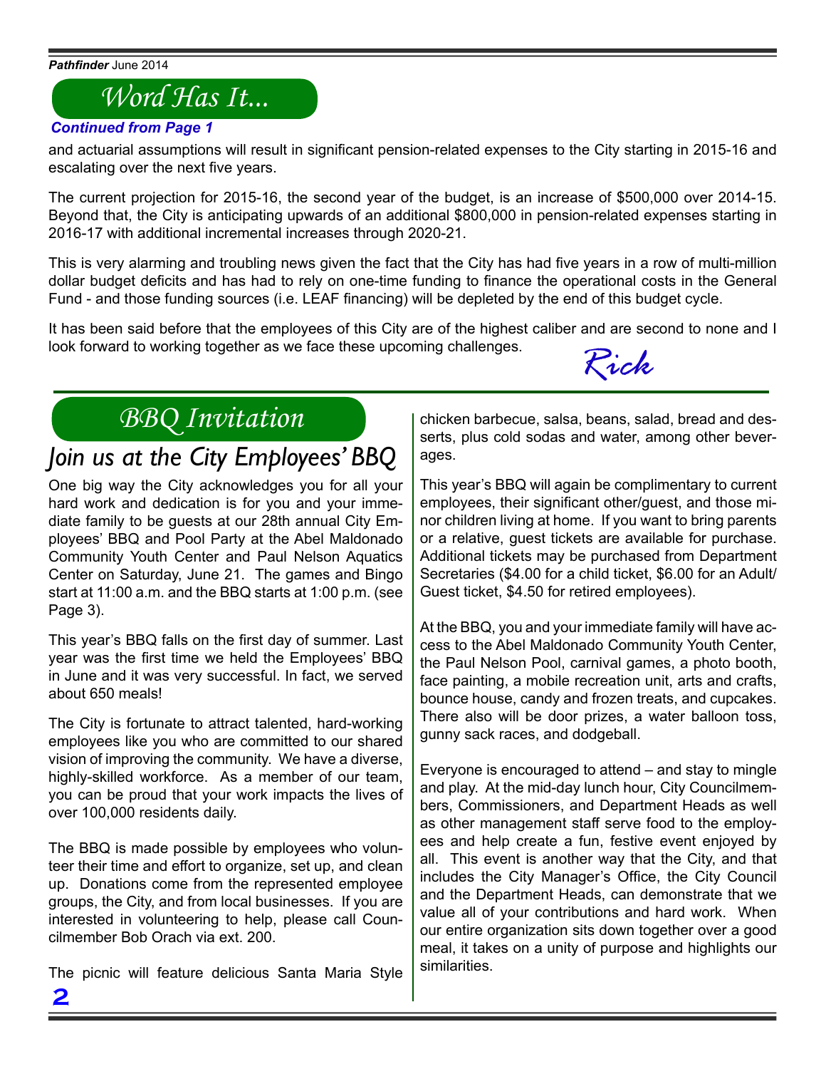## Word Has It...

*Continued from Page 1*

and actuarial assumptions will result in significant pension-related expenses to the City starting in 2015-16 and escalating over the next five years.

The current projection for 2015-16, the second year of the budget, is an increase of $500,000 over 2014-15. Beyond that, the City is anticipating upwards of an additional $800,000 in pension-related expenses starting in 2016-17 with additional incremental increases through 2020-21.

This is very alarming and troubling news given the fact that the City has had five years in a row of multi-million dollar budget deficits and has had to rely on one-time funding to finance the operational costs in the General Fund - and those funding sources (i.e. LEAF financing) will be depleted by the end of this budget cycle.

It has been said before that the employees of this City are of the highest caliber and are second to none and I look forward to working together as we face these upcoming challenges.

*Rick*

## BBQ Invitation

### Join us at the City Employees' BBQ

One big way the City acknowledges you for all your hard work and dedication is for you and your immediate family to be guests at our 28th annual City Employees' BBQ and Pool Party at the Abel Maldonado Community Youth Center and Paul Nelson Aquatics Center on Saturday, June 21. The games and Bingo start at 11:00 a.m. and the BBQ starts at 1:00 p.m. (see Page 3).

This year's BBQ falls on the first day of summer. Last year was the first time we held the Employees' BBQ in June and it was very successful. In fact, we served about 650 meals!

The City is fortunate to attract talented, hard-working employees like you who are committed to our shared vision of improving the community. We have a diverse, highly-skilled workforce. As a member of our team, you can be proud that your work impacts the lives of over 100,000 residents daily.

The BBQ is made possible by employees who volunteer their time and effort to organize, set up, and clean up. Donations come from the represented employee groups, the City, and from local businesses. If you are interested in volunteering to help, please call Councilmember Bob Orach via ext. 200.

The picnic will feature delicious Santa Maria Style chicken barbecue, salsa, beans, salad, bread and desserts, plus cold sodas and water, among other beverages.

This year's BBQ will again be complimentary to current employees, their significant other/guest, and those minor children living at home. If you want to bring parents or a relative, guest tickets are available for purchase. Additional tickets may be purchased from Department Secretaries ($4.00 for a child ticket, $6.00 for an Adult/Guest ticket, $4.50 for retired employees).

At the BBQ, you and your immediate family will have access to the Abel Maldonado Community Youth Center, the Paul Nelson Pool, carnival games, a photo booth, face painting, a mobile recreation unit, arts and crafts, bounce house, candy and frozen treats, and cupcakes. There also will be door prizes, a water balloon toss, gunny sack races, and dodgeball.

Everyone is encouraged to attend – and stay to mingle and play. At the mid-day lunch hour, City Councilmembers, Commissioners, and Department Heads as well as other management staff serve food to the employees and help create a fun, festive event enjoyed by all. This event is another way that the City, and that includes the City Manager's Office, the City Council and the Department Heads, can demonstrate that we value all of your contributions and hard work. When our entire organization sits down together over a good meal, it takes on a unity of purpose and highlights our similarities.